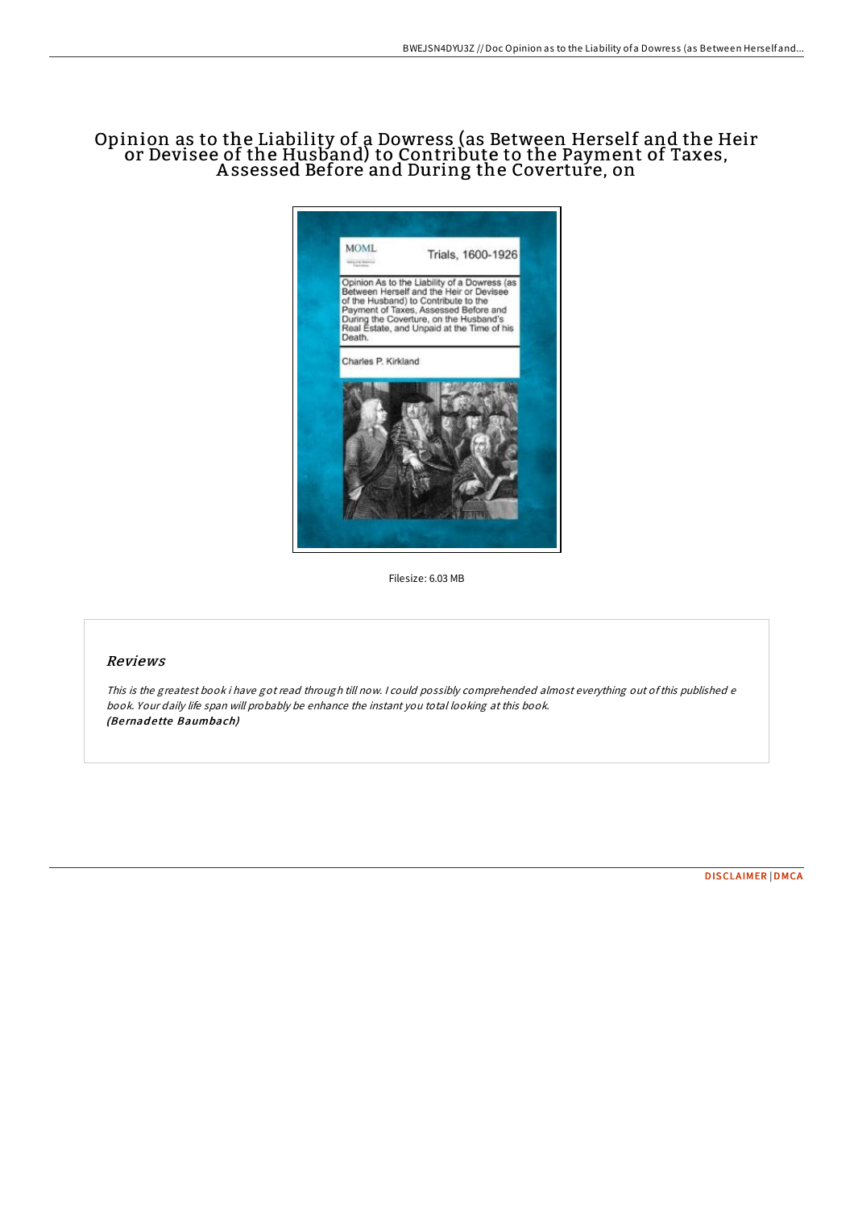# Opinion as to the Liability of a Dowress (as Between Herself and the Heir or Devisee of the Husband) to Contribute to the Payment of Taxes, Assessed Before and During the Coverture, on

Filesize: 6.03 MB

## Reviews

*This is the greatest book i have got read through till now. I could possibly comprehended almost everything out of this published e book. Your daily life span will probably be enhance the instant you total looking at this book.*
***(Bernadette Baumbach)***

DISCLAIMER | DMCA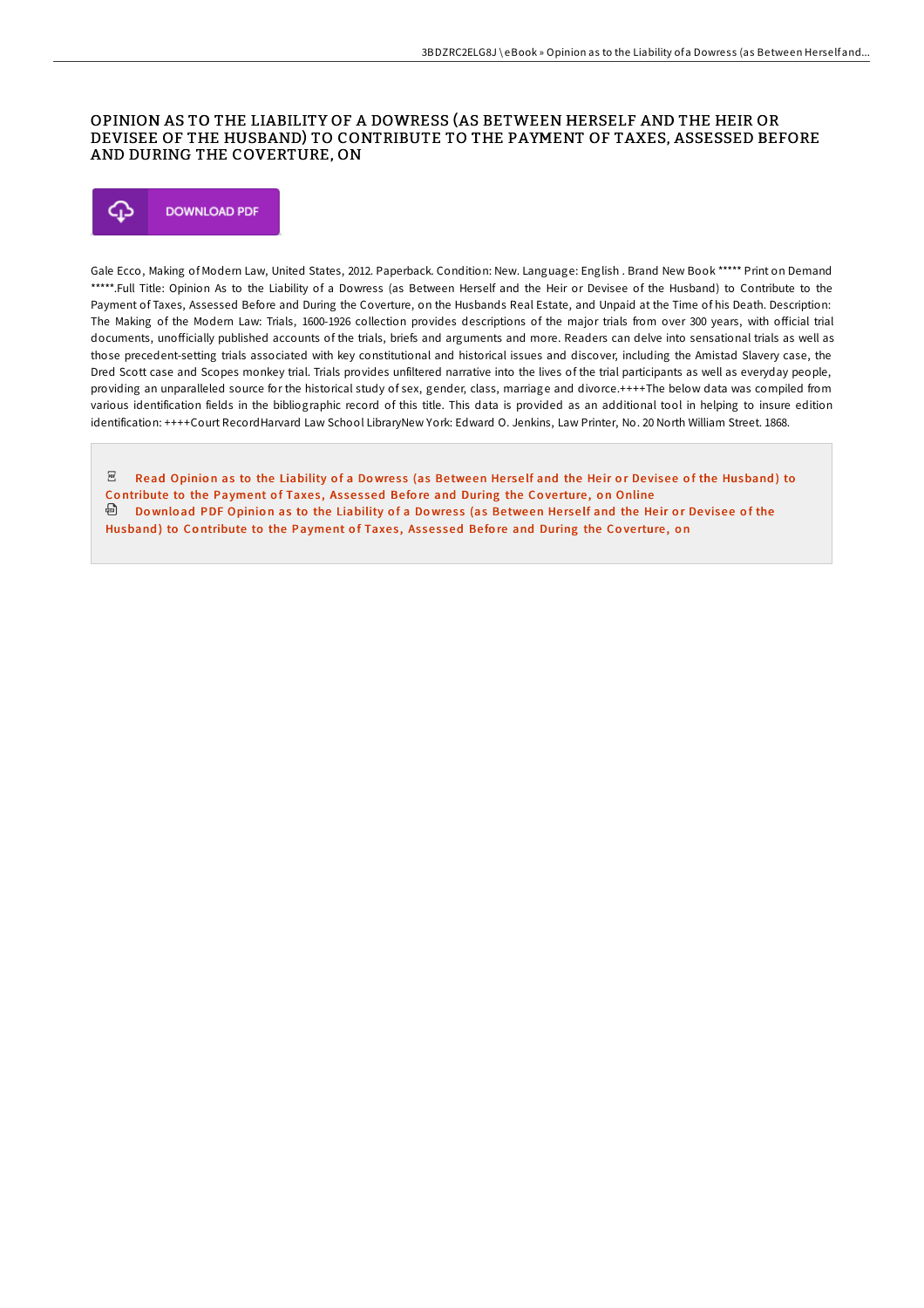# OPINION AS TO THE LIABILITY OF A DOWRESS (AS BETWEEN HERSELF AND THE HEIR OR DEVISEE OF THE HUSBAND) TO CONTRIBUTE TO THE PAYMENT OF TAXES, ASSESSED BEFORE AND DURING THE COVERTURE, ON

DOWNLOAD PDF

Gale Ecco, Making of Modern Law, United States, 2012. Paperback. Condition: New. Language: English . Brand New Book ***** Print on Demand *****.Full Title: Opinion As to the Liability of a Dowress (as Between Herself and the Heir or Devisee of the Husband) to Contribute to the Payment of Taxes, Assessed Before and During the Coverture, on the Husbands Real Estate, and Unpaid at the Time of his Death. Description: The Making of the Modern Law: Trials, 1600-1926 collection provides descriptions of the major trials from over 300 years, with official trial documents, unofficially published accounts of the trials, briefs and arguments and more. Readers can delve into sensational trials as well as those precedent-setting trials associated with key constitutional and historical issues and discover, including the Amistad Slavery case, the Dred Scott case and Scopes monkey trial. Trials provides unfiltered narrative into the lives of the trial participants as well as everyday people, providing an unparalleled source for the historical study of sex, gender, class, marriage and divorce.++++The below data was compiled from various identification fields in the bibliographic record of this title. This data is provided as an additional tool in helping to insure edition identification: ++++Court RecordHarvard Law School LibraryNew York: Edward O. Jenkins, Law Printer, No. 20 North William Street. 1868.

Read Opinion as to the Liability of a Dowress (as Between Herself and the Heir or Devisee of the Husband) to Contribute to the Payment of Taxes, Assessed Before and During the Coverture, on Online

Download PDF Opinion as to the Liability of a Dowress (as Between Herself and the Heir or Devisee of the Husband) to Contribute to the Payment of Taxes, Assessed Before and During the Coverture, on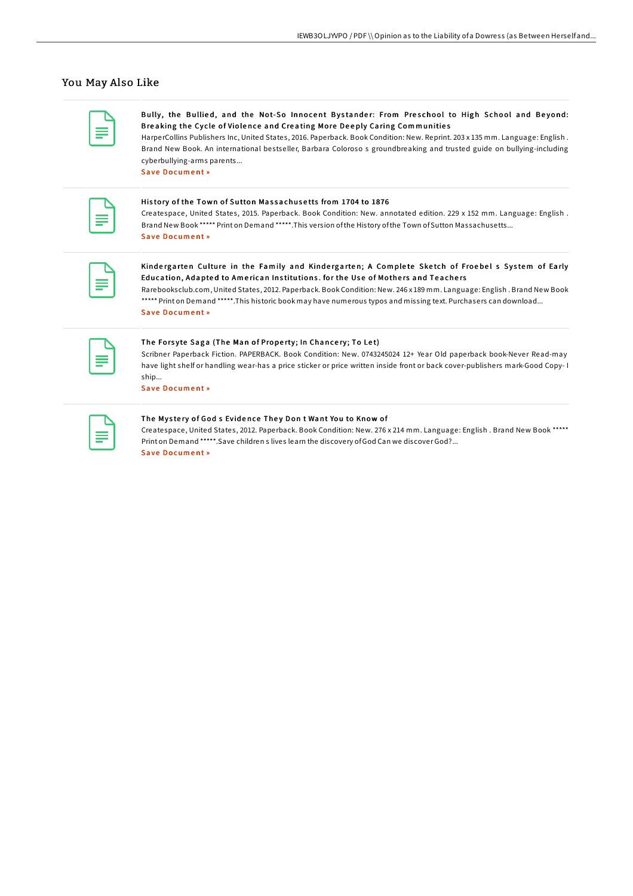## You May Also Like

**Bully, the Bullied, and the Not-So Innocent Bystander: From Preschool to High School and Beyond: Breaking the Cycle of Violence and Creating More Deeply Caring Communities**

HarperCollins Publishers Inc, United States, 2016. Paperback. Book Condition: New. Reprint. 203 x 135 mm. Language: English . Brand New Book. An international bestseller, Barbara Coloroso s groundbreaking and trusted guide on bullying-including cyberbullying-arms parents...

Save Document »

**History of the Town of Sutton Massachusetts from 1704 to 1876**

Createspace, United States, 2015. Paperback. Book Condition: New. annotated edition. 229 x 152 mm. Language: English . Brand New Book ***** Print on Demand *****.This version of the History of the Town of Sutton Massachusetts...

Save Document »

**Kindergarten Culture in the Family and Kindergarten; A Complete Sketch of Froebel s System of Early Education, Adapted to American Institutions. for the Use of Mothers and Teachers**

Rarebooksclub.com, United States, 2012. Paperback. Book Condition: New. 246 x 189 mm. Language: English . Brand New Book ***** Print on Demand *****.This historic book may have numerous typos and missing text. Purchasers can download...

Save Document »

**The Forsyte Saga (The Man of Property; In Chancery; To Let)**

Scribner Paperback Fiction. PAPERBACK. Book Condition: New. 0743245024 12+ Year Old paperback book-Never Read-may have light shelf or handling wear-has a price sticker or price written inside front or back cover-publishers mark-Good Copy- I ship...

Save Document »

**The Mystery of God s Evidence They Don t Want You to Know of**

Createspace, United States, 2012. Paperback. Book Condition: New. 276 x 214 mm. Language: English . Brand New Book ***** Print on Demand *****.Save children s lives learn the discovery of God Can we discover God?...

Save Document »